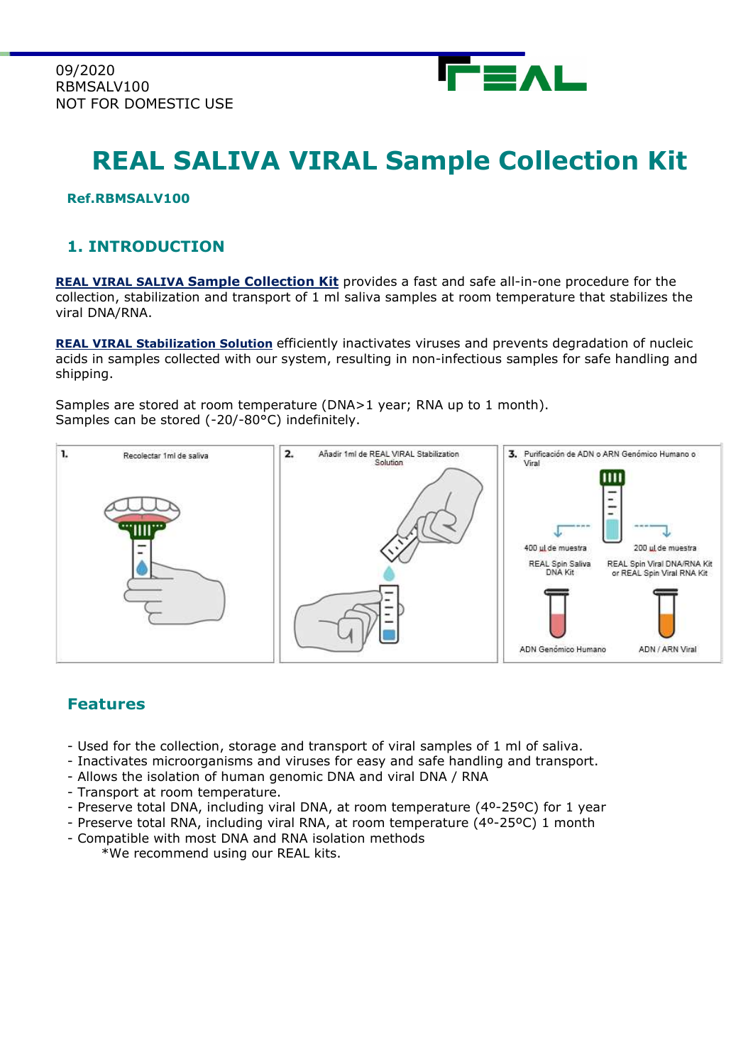09/2020
RBMSALV100
NOT FOR DOMESTIC USE

# REAL SALIVA VIRAL Sample Collection Kit

**Ref.RBMSALV100**

## 1. INTRODUCTION

**REAL VIRAL SALIVA Sample Collection Kit** provides a fast and safe all-in-one procedure for the collection, stabilization and transport of 1 ml saliva samples at room temperature that stabilizes the viral DNA/RNA.

**REAL VIRAL Stabilization Solution** efficiently inactivates viruses and prevents degradation of nucleic acids in samples collected with our system, resulting in non-infectious samples for safe handling and shipping.

Samples are stored at room temperature (DNA>1 year; RNA up to 1 month).
Samples can be stored (-20/-80°C) indefinitely.

1. Recolectar 1ml de saliva

2. Añadir 1ml de REAL VIRAL Stabilization Solution

3. Purificación de ADN o ARN Genómico Humano o Viral

400 µl de muestra – REAL Spin Saliva DNA Kit – ADN Genómico Humano

200 µl de muestra – REAL Spin Viral DNA/RNA Kit or REAL Spin Viral RNA Kit – ADN / ARN Viral

## Features

- Used for the collection, storage and transport of viral samples of 1 ml of saliva.
- Inactivates microorganisms and viruses for easy and safe handling and transport.
- Allows the isolation of human genomic DNA and viral DNA / RNA
- Transport at room temperature.
- Preserve total DNA, including viral DNA, at room temperature (4º-25ºC) for 1 year
- Preserve total RNA, including viral RNA, at room temperature (4º-25ºC) 1 month
- Compatible with most DNA and RNA isolation methods
  *We recommend using our REAL kits.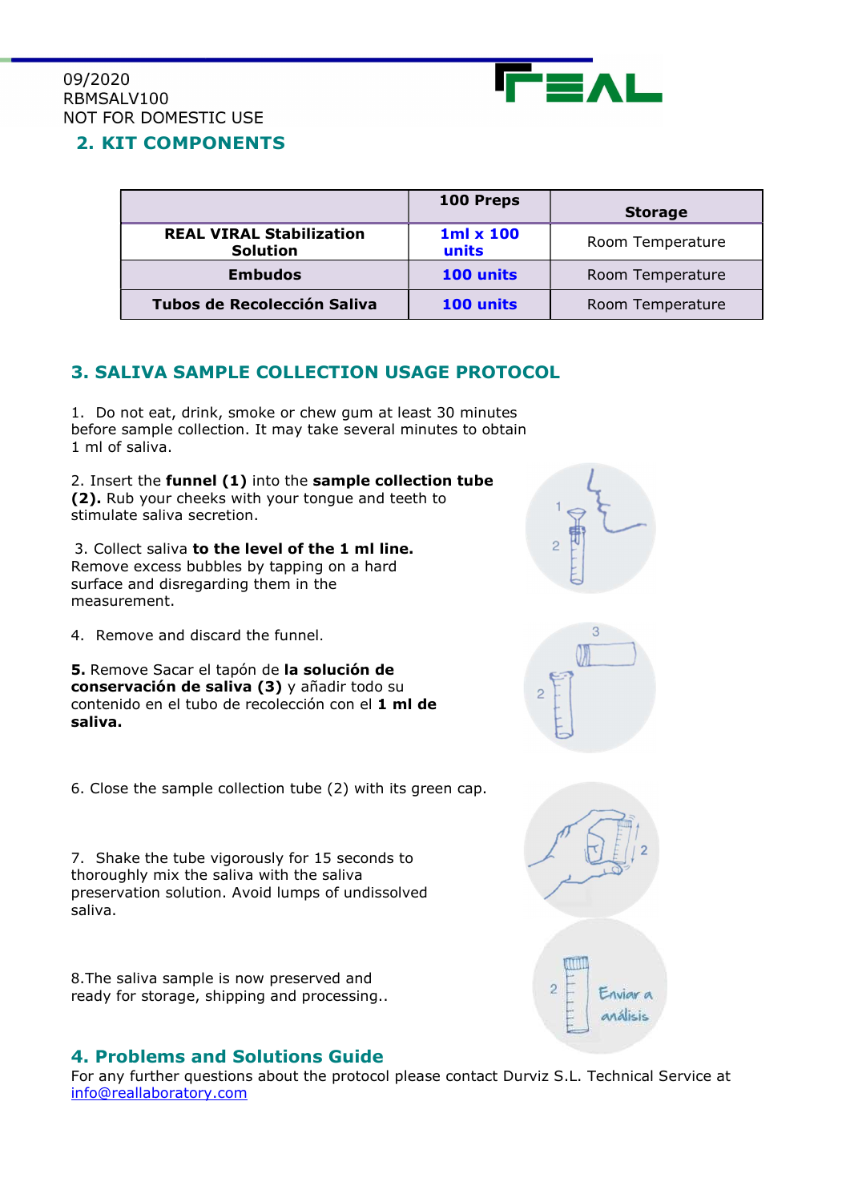09/2020
RBMSALV100
NOT FOR DOMESTIC USE

## 2. KIT COMPONENTS

| | 100 Preps | Storage |
|---|---|---|
| **REAL VIRAL Stabilization Solution** | **1ml x 100 units** | Room Temperature |
| **Embudos** | **100 units** | Room Temperature |
| **Tubos de Recolección Saliva** | **100 units** | Room Temperature |

## 3. SALIVA SAMPLE COLLECTION USAGE PROTOCOL

1. Do not eat, drink, smoke or chew gum at least 30 minutes before sample collection. It may take several minutes to obtain 1 ml of saliva.

2. Insert the **funnel (1)** into the **sample collection tube (2).** Rub your cheeks with your tongue and teeth to stimulate saliva secretion.

3. Collect saliva **to the level of the 1 ml line.** Remove excess bubbles by tapping on a hard surface and disregarding them in the measurement.

4. Remove and discard the funnel.

**5.** Remove Sacar el tapón de **la solución de conservación de saliva (3)** y añadir todo su contenido en el tubo de recolección con el **1 ml de saliva.**

6. Close the sample collection tube (2) with its green cap.

7. Shake the tube vigorously for 15 seconds to thoroughly mix the saliva with the saliva preservation solution. Avoid lumps of undissolved saliva.

8.The saliva sample is now preserved and ready for storage, shipping and processing..

## 4. Problems and Solutions Guide

For any further questions about the protocol please contact Durviz S.L. Technical Service at info@reallaboratory.com